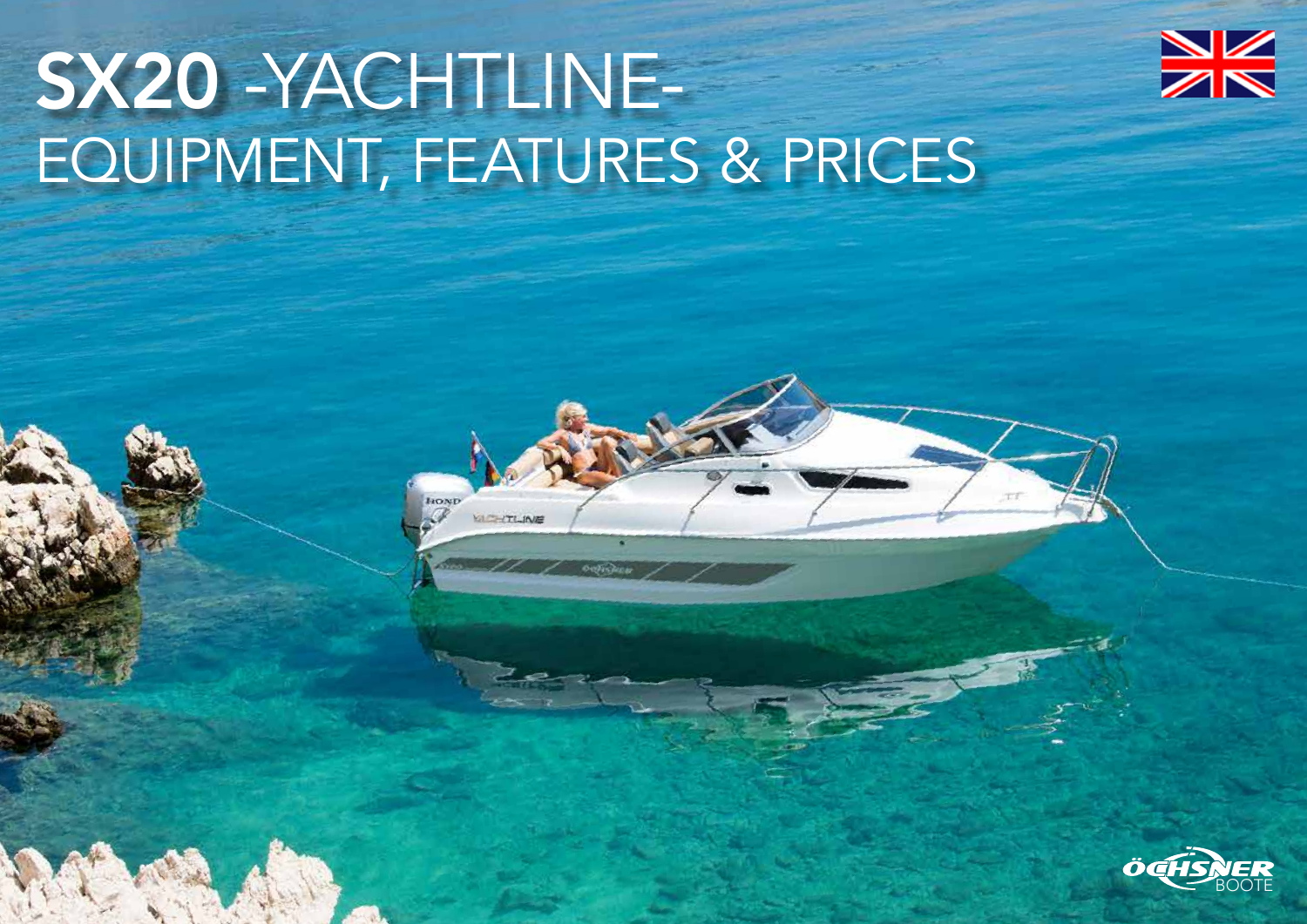# SX20 -YACHTLINE-
## EQUIPMENT, FEATURES & PRICES

ÖCHSNER BOOTE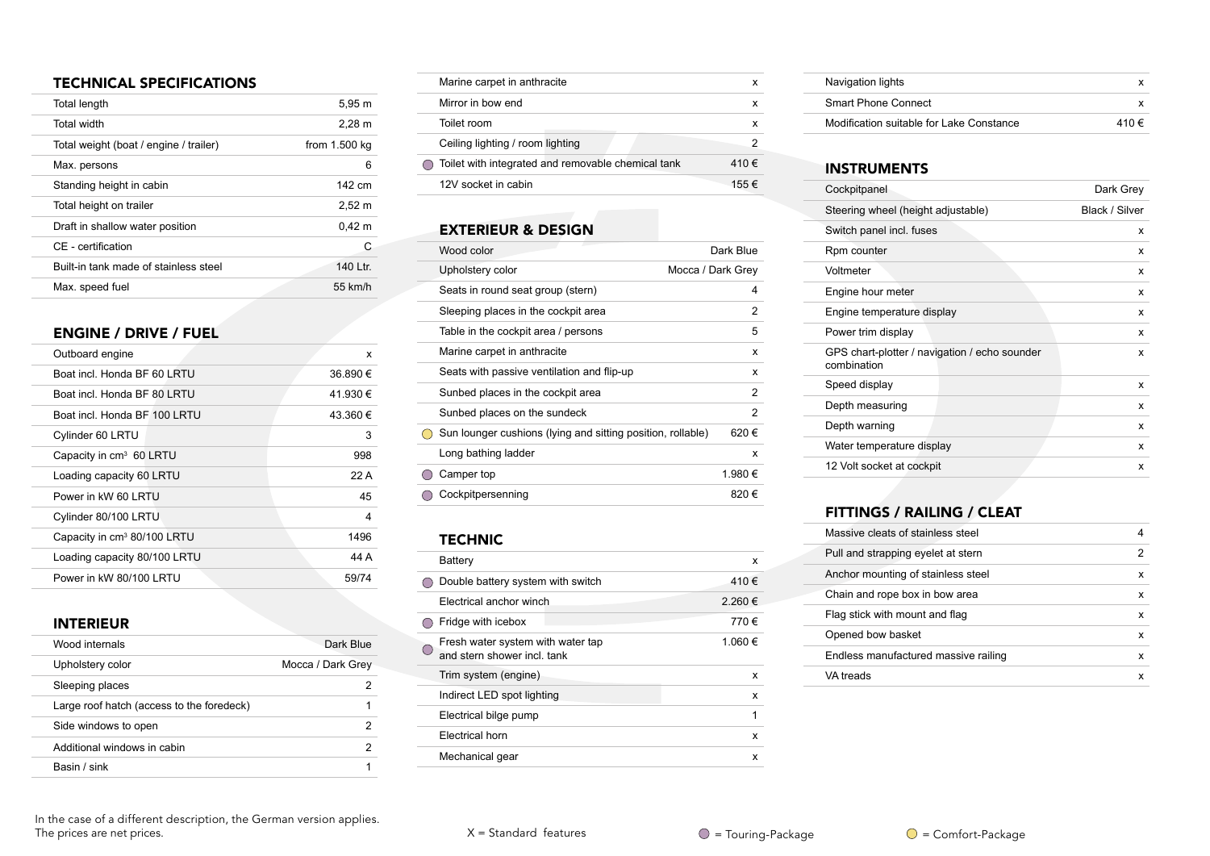## TECHNICAL SPECIFICATIONS

| Specification | Value |
|---|---|
| Total length | 5,95 m |
| Total width | 2,28 m |
| Total weight (boat / engine / trailer) | from 1.500 kg |
| Max. persons | 6 |
| Standing height in cabin | 142 cm |
| Total height on trailer | 2,52 m |
| Draft in shallow water position | 0,42 m |
| CE - certification | C |
| Built-in tank made of stainless steel | 140 Ltr. |
| Max. speed fuel | 55 km/h |

## ENGINE / DRIVE / FUEL

| Item | Value |
|---|---|
| Outboard engine | x |
| Boat incl. Honda BF 60 LRTU | 36.890 € |
| Boat incl. Honda BF 80 LRTU | 41.930 € |
| Boat incl. Honda BF 100 LRTU | 43.360 € |
| Cylinder 60 LRTU | 3 |
| Capacity in $cm^3$ 60 LRTU | 998 |
| Loading capacity 60 LRTU | 22 A |
| Power in kW 60 LRTU | 45 |
| Cylinder 80/100 LRTU | 4 |
| Capacity in $cm^3$ 80/100 LRTU | 1496 |
| Loading capacity 80/100 LRTU | 44 A |
| Power in kW 80/100 LRTU | 59/74 |

## INTERIEUR

| Package | Item | Value |
|---|---|---|
| | Wood internals | Dark Blue |
| | Upholstery color | Mocca / Dark Grey |
| | Sleeping places | 2 |
| | Large roof hatch (access to the foredeck) | 1 |
| | Side windows to open | 2 |
| | Additional windows in cabin | 2 |
| | Basin / sink | 1 |
| | Marine carpet in anthracite | x |
| | Mirror in bow end | x |
| | Toilet room | x |
| | Ceiling lighting / room lighting | 2 |
| Touring-Package | Toilet with integrated and removable chemical tank | 410 € |
| | 12V socket in cabin | 155 € |

## EXTERIEUR & DESIGN

| Package | Item | Value |
|---|---|---|
| | Wood color | Dark Blue |
| | Upholstery color | Mocca / Dark Grey |
| | Seats in round seat group (stern) | 4 |
| | Sleeping places in the cockpit area | 2 |
| | Table in the cockpit area / persons | 5 |
| | Marine carpet in anthracite | x |
| | Seats with passive ventilation and flip-up | x |
| | Sunbed places in the cockpit area | 2 |
| | Sunbed places on the sundeck | 2 |
| Comfort-Package | Sun lounger cushions (lying and sitting position, rollable) | 620 € |
| | Long bathing ladder | x |
| Touring-Package | Camper top | 1.980 € |
| Touring-Package | Cockpitpersenning | 820 € |

## TECHNIC

| Package | Item | Value |
|---|---|---|
| | Battery | x |
| Touring-Package | Double battery system with switch | 410 € |
| | Electrical anchor winch | 2.260 € |
| Touring-Package | Fridge with icebox | 770 € |
| Touring-Package | Fresh water system with water tap and stern shower incl. tank | 1.060 € |
| | Trim system (engine) | x |
| | Indirect LED spot lighting | x |
| | Electrical bilge pump | 1 |
| | Electrical horn | x |
| | Mechanical gear | x |
| | Navigation lights | x |
| | Smart Phone Connect | x |
| | Modification suitable for Lake Constance | 410 € |

## INSTRUMENTS

| Item | Value |
|---|---|
| Cockpitpanel | Dark Grey |
| Steering wheel (height adjustable) | Black / Silver |
| Switch panel incl. fuses | x |
| Rpm counter | x |
| Voltmeter | x |
| Engine hour meter | x |
| Engine temperature display | x |
| Power trim display | x |
| GPS chart-plotter / navigation / echo sounder combination | x |
| Speed display | x |
| Depth measuring | x |
| Depth warning | x |
| Water temperature display | x |
| 12 Volt socket at cockpit | x |

## FITTINGS / RAILING / CLEAT

| Item | Value |
|---|---|
| Massive cleats of stainless steel | 4 |
| Pull and strapping eyelet at stern | 2 |
| Anchor mounting of stainless steel | x |
| Chain and rope box in bow area | x |
| Flag stick with mount and flag | x |
| Opened bow basket | x |
| Endless manufactured massive railing | x |
| VA treads | x |

In the case of a different description, the German version applies.
The prices are net prices.

X = Standard features | Touring-Package | Comfort-Package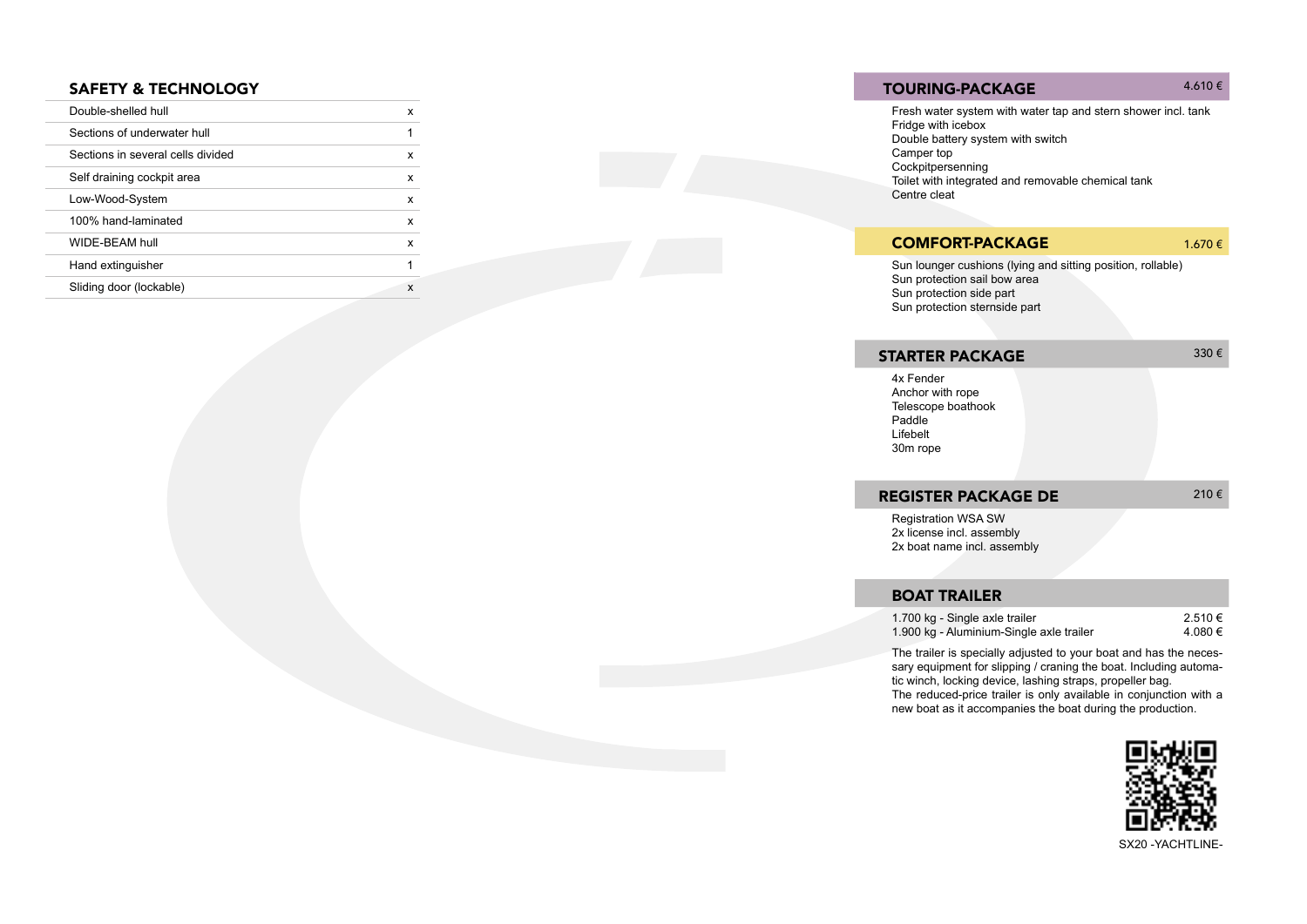## SAFETY & TECHNOLOGY

| | |
|---|---|
| Double-shelled hull | x |
| Sections of underwater hull | 1 |
| Sections in several cells divided | x |
| Self draining cockpit area | x |
| Low-Wood-System | x |
| 100% hand-laminated | x |
| WIDE-BEAM hull | x |
| Hand extinguisher | 1 |
| Sliding door (lockable) | x |

## TOURING-PACKAGE

4.610 €

Fresh water system with water tap and stern shower incl. tank
Fridge with icebox
Double battery system with switch
Camper top
Cockpitpersenning
Toilet with integrated and removable chemical tank
Centre cleat

## COMFORT-PACKAGE

1.670 €

Sun lounger cushions (lying and sitting position, rollable)
Sun protection sail bow area
Sun protection side part
Sun protection sternside part

## STARTER PACKAGE

330 €

4x Fender
Anchor with rope
Telescope boathook
Paddle
Lifebelt
30m rope

## REGISTER PACKAGE DE

210 €

Registration WSA SW
2x license incl. assembly
2x boat name incl. assembly

## BOAT TRAILER

| | |
|---|---|
| 1.700 kg - Single axle trailer | 2.510 € |
| 1.900 kg - Aluminium-Single axle trailer | 4.080 € |

The trailer is specially adjusted to your boat and has the necessary equipment for slipping / craning the boat. Including automatic winch, locking device, lashing straps, propeller bag.
The reduced-price trailer is only available in conjunction with a new boat as it accompanies the boat during the production.

SX20 -YACHTLINE-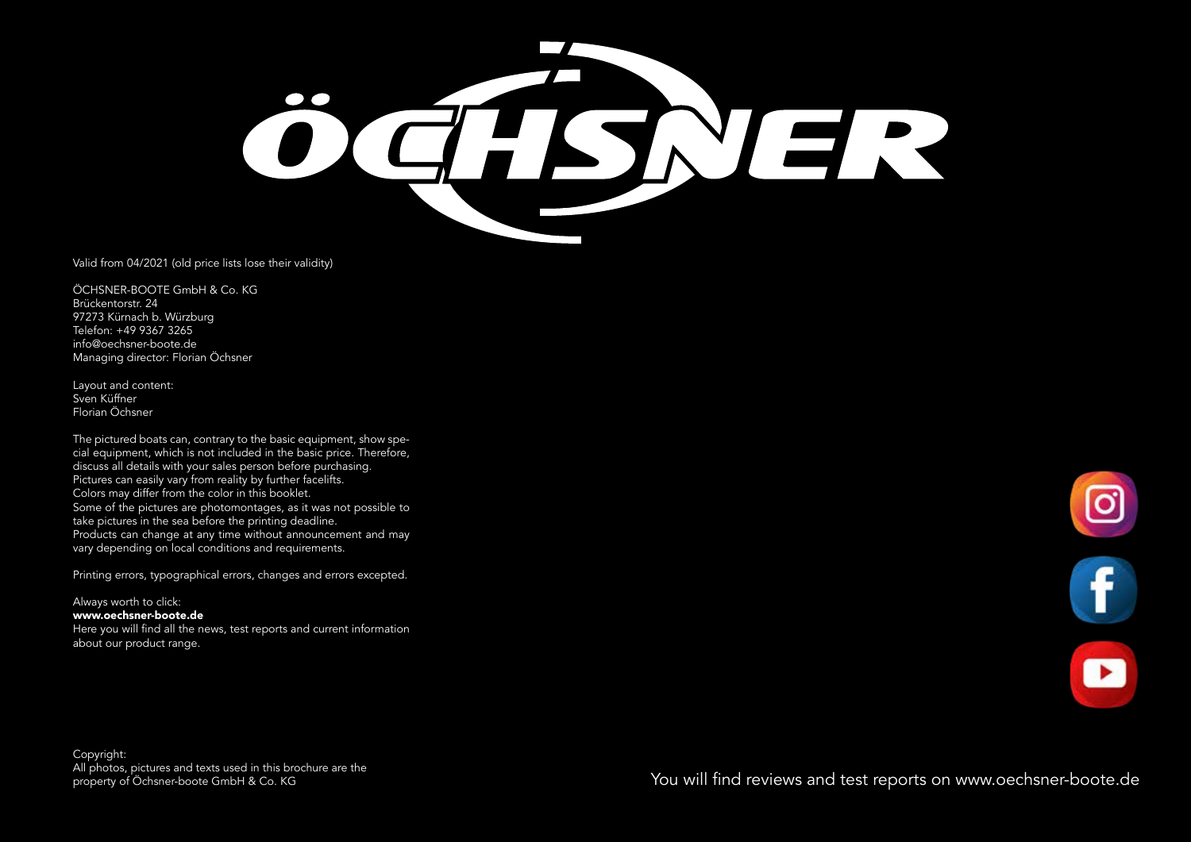ÖCHSNER

Valid from 04/2021 (old price lists lose their validity)

ÖCHSNER-BOOTE GmbH & Co. KG
Brückentorstr. 24
97273 Kürnach b. Würzburg
Telefon: +49 9367 3265
info@oechsner-boote.de
Managing director: Florian Öchsner

Layout and content:
Sven Küffner
Florian Öchsner

The pictured boats can, contrary to the basic equipment, show special equipment, which is not included in the basic price. Therefore, discuss all details with your sales person before purchasing.
Pictures can easily vary from reality by further facelifts.
Colors may differ from the color in this booklet.
Some of the pictures are photomontages, as it was not possible to take pictures in the sea before the printing deadline.
Products can change at any time without announcement and may vary depending on local conditions and requirements.

Printing errors, typographical errors, changes and errors excepted.

Always worth to click:
**www.oechsner-boote.de**
Here you will find all the news, test reports and current information about our product range.

Copyright:
All photos, pictures and texts used in this brochure are the property of Öchsner-boote GmbH & Co. KG

You will find reviews and test reports on www.oechsner-boote.de